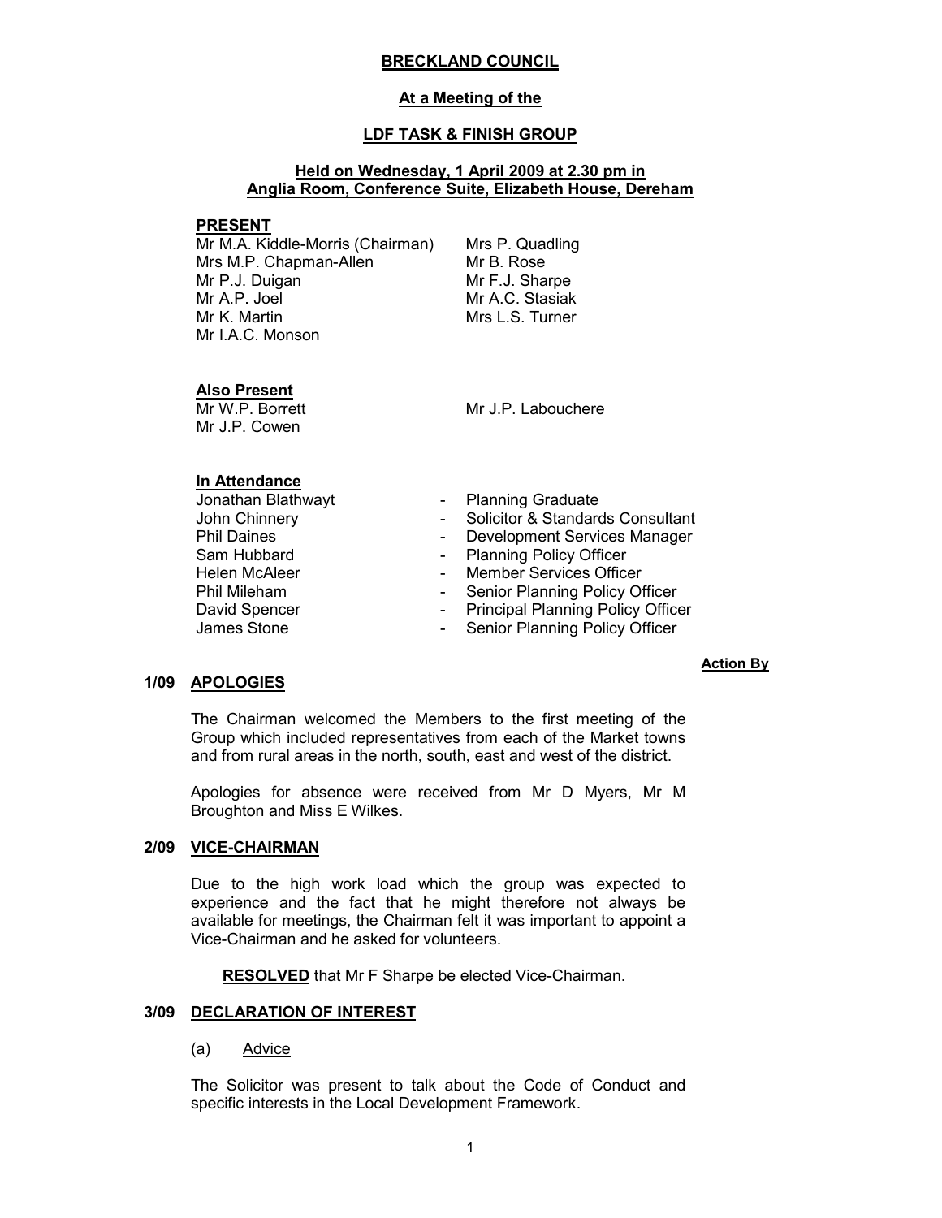# BRECKLAND COUNCIL

## At a Meeting of the

## LDF TASK & FINISH GROUP

**Held on Wednesday, 1 April 2009 at 2.30 pm in Anglia Room, Conference Suite, Elizabeth House, Dereham**

**PRESENT**

Mr M.A. Kiddle-Morris (Chairman)
Mrs M.P. Chapman-Allen
Mr P.J. Duigan
Mr A.P. Joel
Mr K. Martin
Mr I.A.C. Monson
Mrs P. Quadling
Mr B. Rose
Mr F.J. Sharpe
Mr A.C. Stasiak
Mrs L.S. Turner

**Also Present**

Mr W.P. Borrett
Mr J.P. Cowen
Mr J.P. Labouchere

**In Attendance**

| | | |
|---|---|---|
| Jonathan Blathwayt | - | Planning Graduate |
| John Chinnery | - | Solicitor & Standards Consultant |
| Phil Daines | - | Development Services Manager |
| Sam Hubbard | - | Planning Policy Officer |
| Helen McAleer | - | Member Services Officer |
| Phil Mileham | - | Senior Planning Policy Officer |
| David Spencer | - | Principal Planning Policy Officer |
| James Stone | - | Senior Planning Policy Officer |

**Action By**

### 1/09 APOLOGIES

The Chairman welcomed the Members to the first meeting of the Group which included representatives from each of the Market towns and from rural areas in the north, south, east and west of the district.

Apologies for absence were received from Mr D Myers, Mr M Broughton and Miss E Wilkes.

### 2/09 VICE-CHAIRMAN

Due to the high work load which the group was expected to experience and the fact that he might therefore not always be available for meetings, the Chairman felt it was important to appoint a Vice-Chairman and he asked for volunteers.

**RESOLVED** that Mr F Sharpe be elected Vice-Chairman.

### 3/09 DECLARATION OF INTEREST

(a) Advice

The Solicitor was present to talk about the Code of Conduct and specific interests in the Local Development Framework.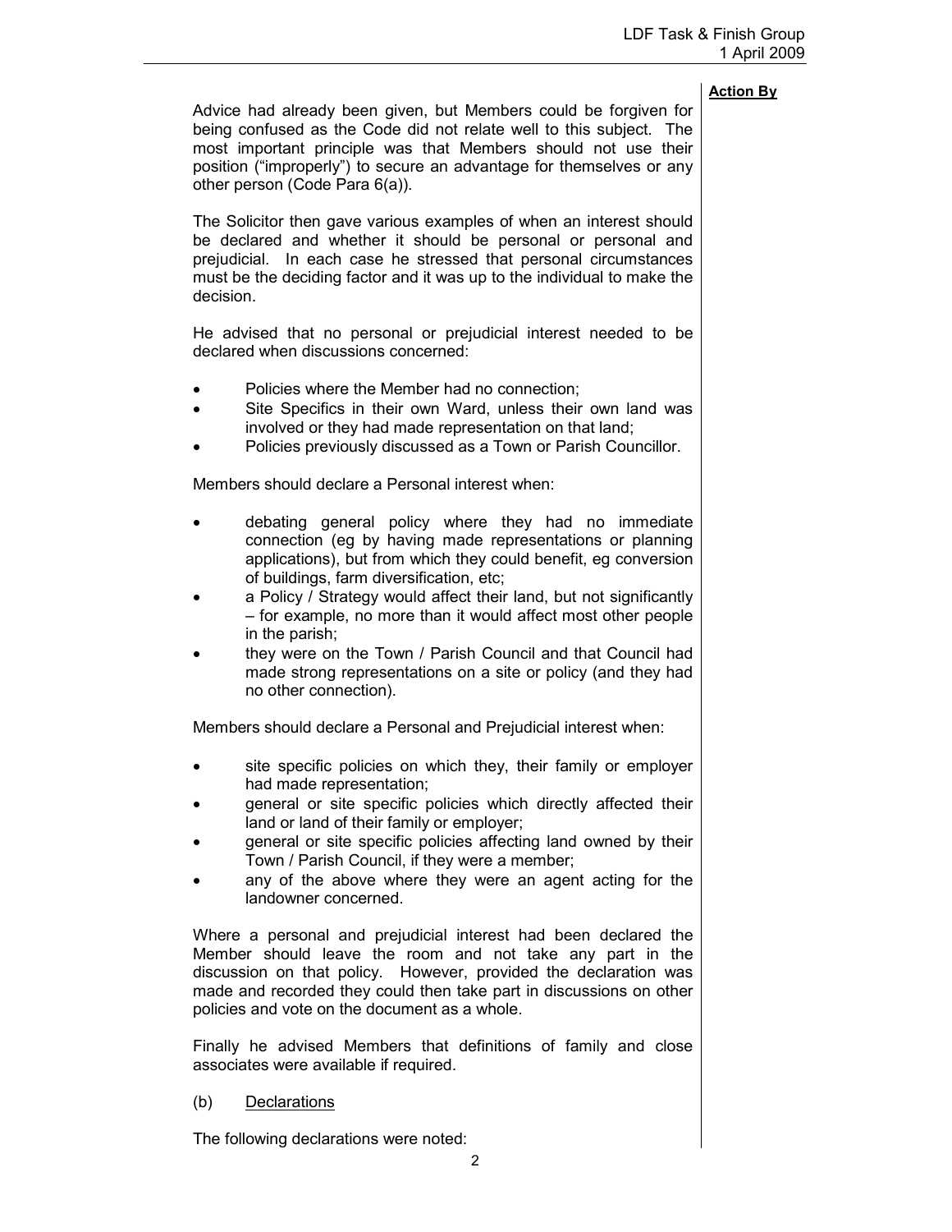**Action By**

Advice had already been given, but Members could be forgiven for being confused as the Code did not relate well to this subject. The most important principle was that Members should not use their position ("improperly") to secure an advantage for themselves or any other person (Code Para 6(a)).

The Solicitor then gave various examples of when an interest should be declared and whether it should be personal or personal and prejudicial. In each case he stressed that personal circumstances must be the deciding factor and it was up to the individual to make the decision.

He advised that no personal or prejudicial interest needed to be declared when discussions concerned:

- Policies where the Member had no connection;
- Site Specifics in their own Ward, unless their own land was involved or they had made representation on that land;
- Policies previously discussed as a Town or Parish Councillor.

Members should declare a Personal interest when:

- debating general policy where they had no immediate connection (eg by having made representations or planning applications), but from which they could benefit, eg conversion of buildings, farm diversification, etc;
- a Policy / Strategy would affect their land, but not significantly – for example, no more than it would affect most other people in the parish;
- they were on the Town / Parish Council and that Council had made strong representations on a site or policy (and they had no other connection).

Members should declare a Personal and Prejudicial interest when:

- site specific policies on which they, their family or employer had made representation;
- general or site specific policies which directly affected their land or land of their family or employer;
- general or site specific policies affecting land owned by their Town / Parish Council, if they were a member;
- any of the above where they were an agent acting for the landowner concerned.

Where a personal and prejudicial interest had been declared the Member should leave the room and not take any part in the discussion on that policy. However, provided the declaration was made and recorded they could then take part in discussions on other policies and vote on the document as a whole.

Finally he advised Members that definitions of family and close associates were available if required.

(b) Declarations

The following declarations were noted: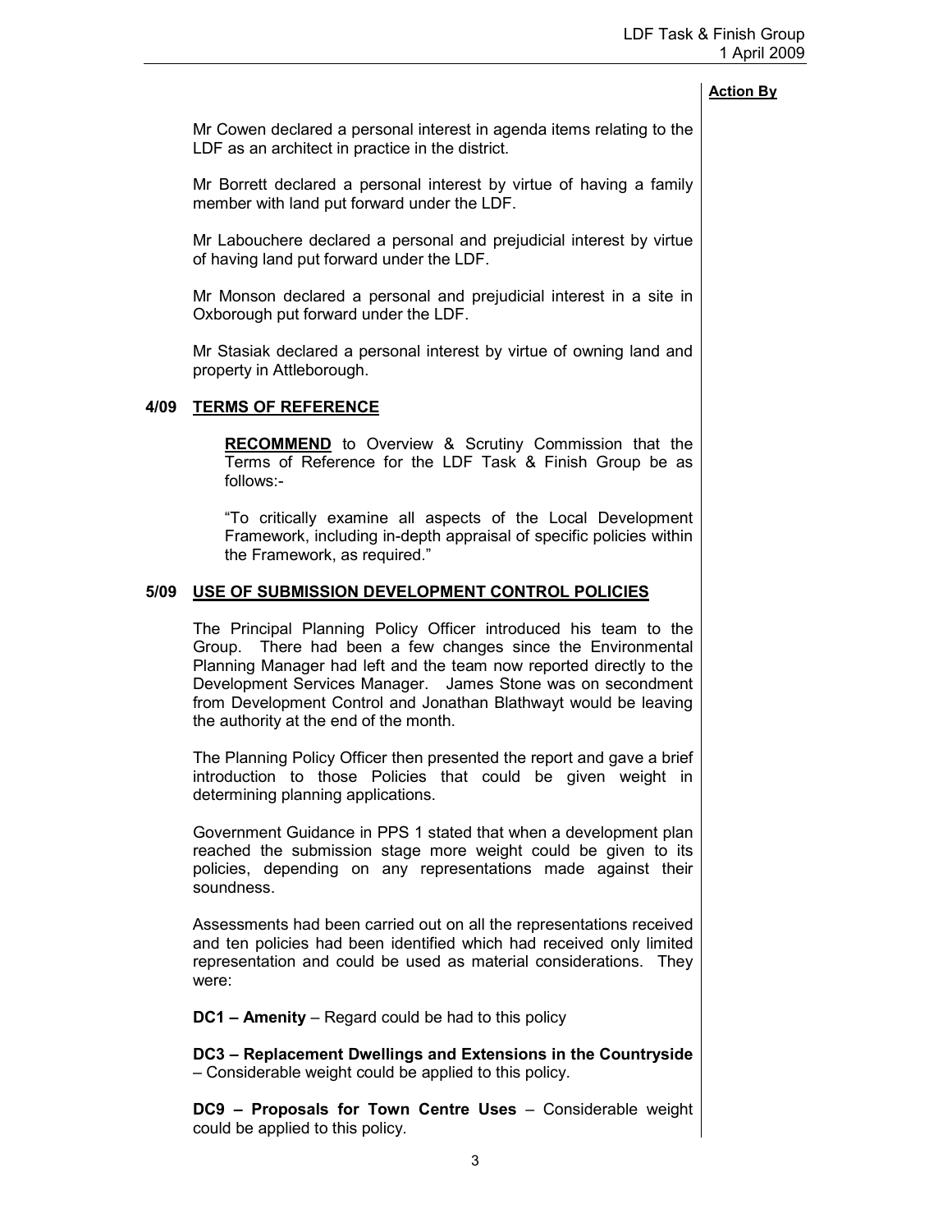**Action By**

Mr Cowen declared a personal interest in agenda items relating to the LDF as an architect in practice in the district.

Mr Borrett declared a personal interest by virtue of having a family member with land put forward under the LDF.

Mr Labouchere declared a personal and prejudicial interest by virtue of having land put forward under the LDF.

Mr Monson declared a personal and prejudicial interest in a site in Oxborough put forward under the LDF.

Mr Stasiak declared a personal interest by virtue of owning land and property in Attleborough.

## 4/09 TERMS OF REFERENCE

**RECOMMEND** to Overview & Scrutiny Commission that the Terms of Reference for the LDF Task & Finish Group be as follows:-

"To critically examine all aspects of the Local Development Framework, including in-depth appraisal of specific policies within the Framework, as required."

## 5/09 USE OF SUBMISSION DEVELOPMENT CONTROL POLICIES

The Principal Planning Policy Officer introduced his team to the Group. There had been a few changes since the Environmental Planning Manager had left and the team now reported directly to the Development Services Manager. James Stone was on secondment from Development Control and Jonathan Blathwayt would be leaving the authority at the end of the month.

The Planning Policy Officer then presented the report and gave a brief introduction to those Policies that could be given weight in determining planning applications.

Government Guidance in PPS 1 stated that when a development plan reached the submission stage more weight could be given to its policies, depending on any representations made against their soundness.

Assessments had been carried out on all the representations received and ten policies had been identified which had received only limited representation and could be used as material considerations. They were:

**DC1 – Amenity** – Regard could be had to this policy

**DC3 – Replacement Dwellings and Extensions in the Countryside** – Considerable weight could be applied to this policy.

**DC9 – Proposals for Town Centre Uses** – Considerable weight could be applied to this policy.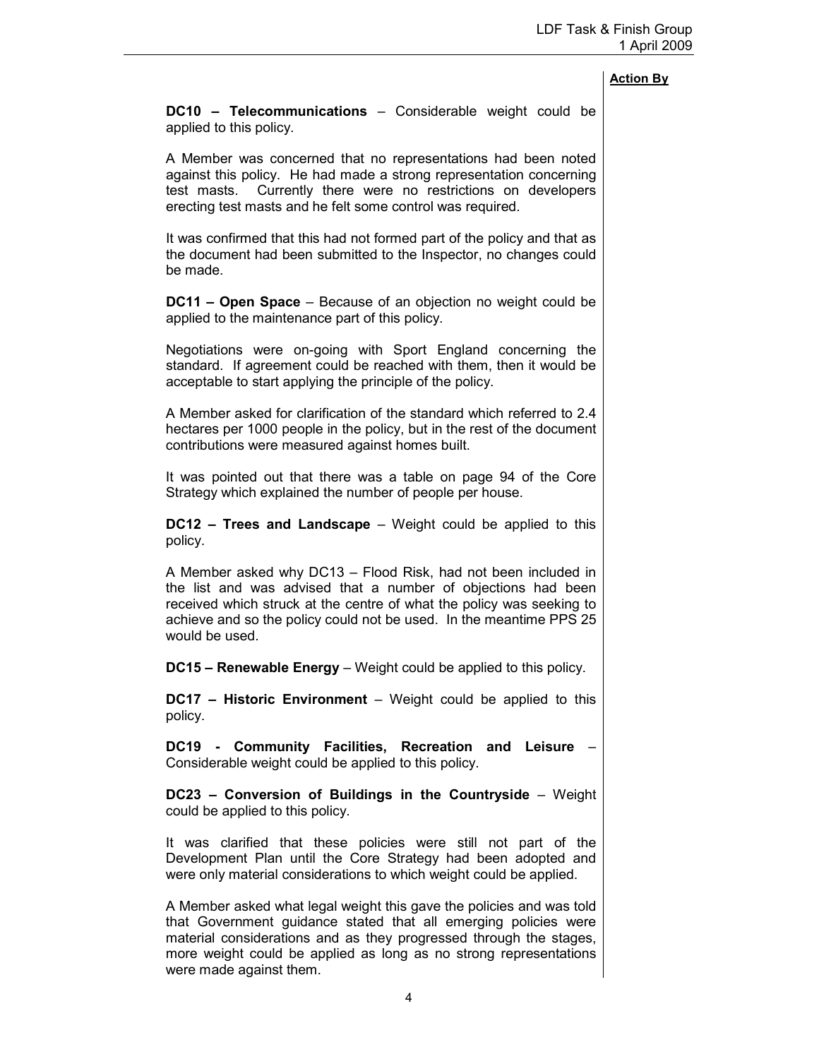**Action By**

**DC10 – Telecommunications** – Considerable weight could be applied to this policy.

A Member was concerned that no representations had been noted against this policy. He had made a strong representation concerning test masts. Currently there were no restrictions on developers erecting test masts and he felt some control was required.

It was confirmed that this had not formed part of the policy and that as the document had been submitted to the Inspector, no changes could be made.

**DC11 – Open Space** – Because of an objection no weight could be applied to the maintenance part of this policy.

Negotiations were on-going with Sport England concerning the standard. If agreement could be reached with them, then it would be acceptable to start applying the principle of the policy.

A Member asked for clarification of the standard which referred to 2.4 hectares per 1000 people in the policy, but in the rest of the document contributions were measured against homes built.

It was pointed out that there was a table on page 94 of the Core Strategy which explained the number of people per house.

**DC12 – Trees and Landscape** – Weight could be applied to this policy.

A Member asked why DC13 – Flood Risk, had not been included in the list and was advised that a number of objections had been received which struck at the centre of what the policy was seeking to achieve and so the policy could not be used. In the meantime PPS 25 would be used.

**DC15 – Renewable Energy** – Weight could be applied to this policy.

**DC17 – Historic Environment** – Weight could be applied to this policy.

**DC19 - Community Facilities, Recreation and Leisure** – Considerable weight could be applied to this policy.

**DC23 – Conversion of Buildings in the Countryside** – Weight could be applied to this policy.

It was clarified that these policies were still not part of the Development Plan until the Core Strategy had been adopted and were only material considerations to which weight could be applied.

A Member asked what legal weight this gave the policies and was told that Government guidance stated that all emerging policies were material considerations and as they progressed through the stages, more weight could be applied as long as no strong representations were made against them.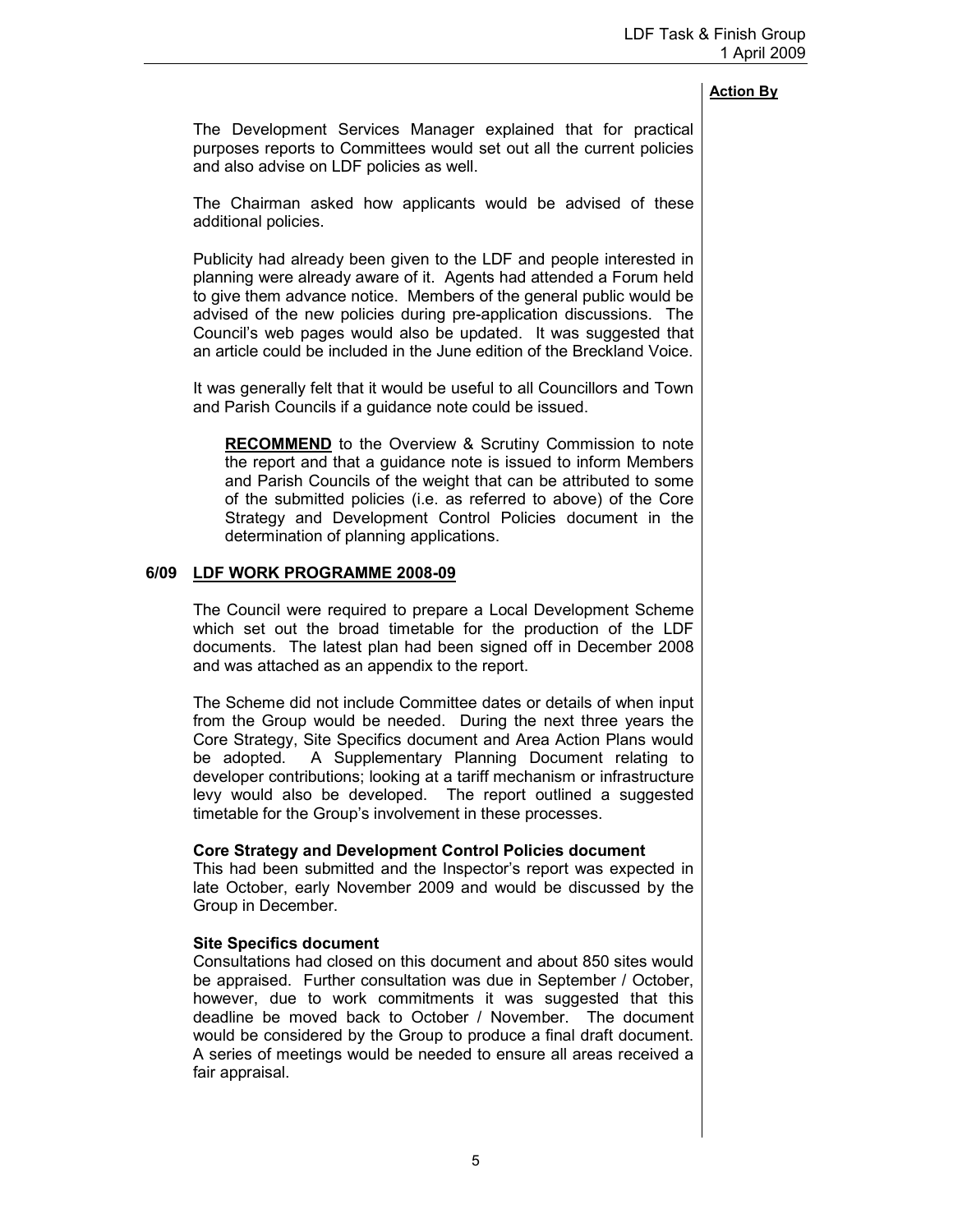**Action By**

The Development Services Manager explained that for practical purposes reports to Committees would set out all the current policies and also advise on LDF policies as well.

The Chairman asked how applicants would be advised of these additional policies.

Publicity had already been given to the LDF and people interested in planning were already aware of it. Agents had attended a Forum held to give them advance notice. Members of the general public would be advised of the new policies during pre-application discussions. The Council's web pages would also be updated. It was suggested that an article could be included in the June edition of the Breckland Voice.

It was generally felt that it would be useful to all Councillors and Town and Parish Councils if a guidance note could be issued.

> **RECOMMEND** to the Overview & Scrutiny Commission to note the report and that a guidance note is issued to inform Members and Parish Councils of the weight that can be attributed to some of the submitted policies (i.e. as referred to above) of the Core Strategy and Development Control Policies document in the determination of planning applications.

## 6/09 LDF WORK PROGRAMME 2008-09

The Council were required to prepare a Local Development Scheme which set out the broad timetable for the production of the LDF documents. The latest plan had been signed off in December 2008 and was attached as an appendix to the report.

The Scheme did not include Committee dates or details of when input from the Group would be needed. During the next three years the Core Strategy, Site Specifics document and Area Action Plans would be adopted. A Supplementary Planning Document relating to developer contributions; looking at a tariff mechanism or infrastructure levy would also be developed. The report outlined a suggested timetable for the Group's involvement in these processes.

**Core Strategy and Development Control Policies document**
This had been submitted and the Inspector's report was expected in late October, early November 2009 and would be discussed by the Group in December.

**Site Specifics document**
Consultations had closed on this document and about 850 sites would be appraised. Further consultation was due in September / October, however, due to work commitments it was suggested that this deadline be moved back to October / November. The document would be considered by the Group to produce a final draft document. A series of meetings would be needed to ensure all areas received a fair appraisal.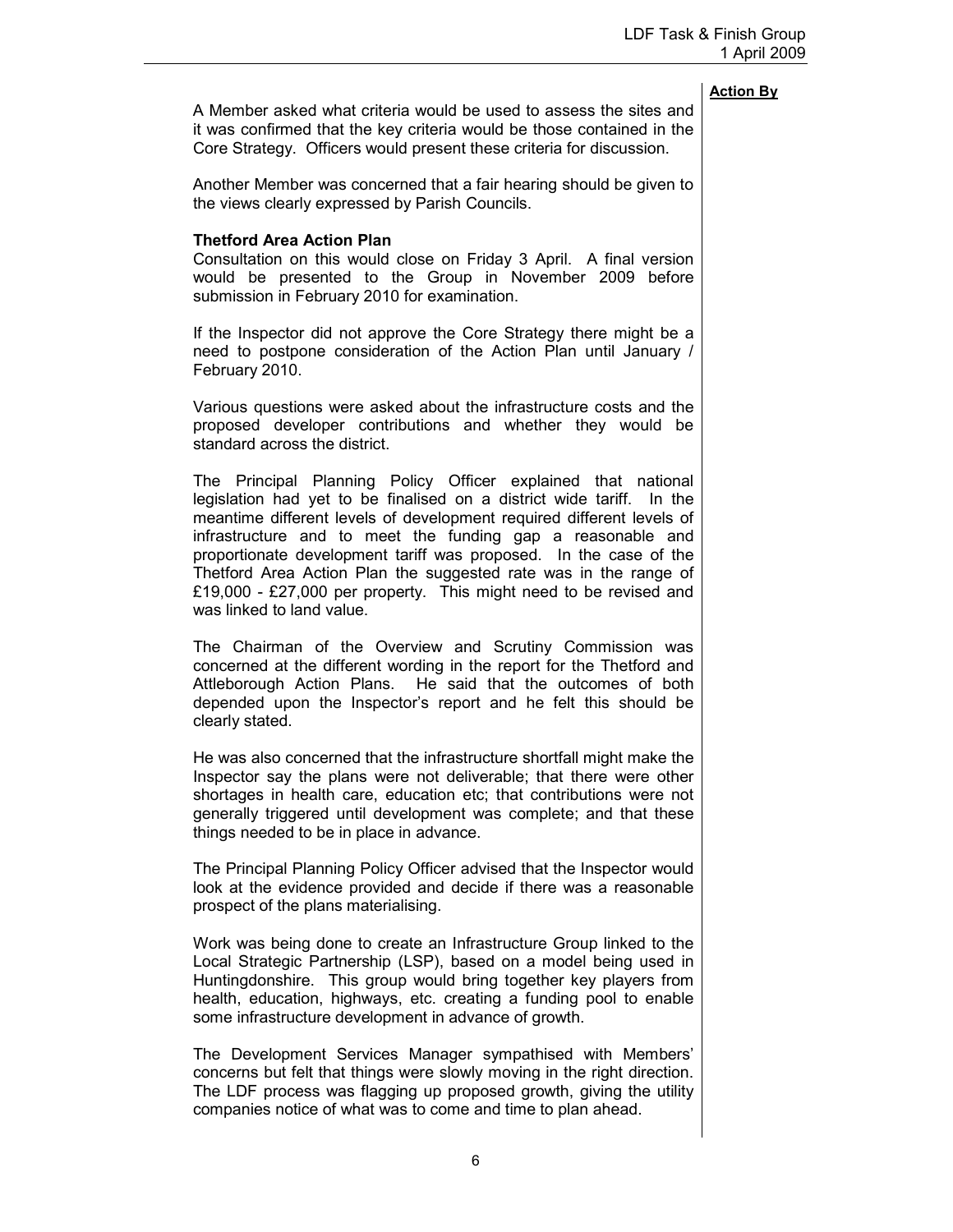**Action By**

A Member asked what criteria would be used to assess the sites and it was confirmed that the key criteria would be those contained in the Core Strategy. Officers would present these criteria for discussion.

Another Member was concerned that a fair hearing should be given to the views clearly expressed by Parish Councils.

**Thetford Area Action Plan**

Consultation on this would close on Friday 3 April. A final version would be presented to the Group in November 2009 before submission in February 2010 for examination.

If the Inspector did not approve the Core Strategy there might be a need to postpone consideration of the Action Plan until January / February 2010.

Various questions were asked about the infrastructure costs and the proposed developer contributions and whether they would be standard across the district.

The Principal Planning Policy Officer explained that national legislation had yet to be finalised on a district wide tariff. In the meantime different levels of development required different levels of infrastructure and to meet the funding gap a reasonable and proportionate development tariff was proposed. In the case of the Thetford Area Action Plan the suggested rate was in the range of £19,000 - £27,000 per property. This might need to be revised and was linked to land value.

The Chairman of the Overview and Scrutiny Commission was concerned at the different wording in the report for the Thetford and Attleborough Action Plans. He said that the outcomes of both depended upon the Inspector's report and he felt this should be clearly stated.

He was also concerned that the infrastructure shortfall might make the Inspector say the plans were not deliverable; that there were other shortages in health care, education etc; that contributions were not generally triggered until development was complete; and that these things needed to be in place in advance.

The Principal Planning Policy Officer advised that the Inspector would look at the evidence provided and decide if there was a reasonable prospect of the plans materialising.

Work was being done to create an Infrastructure Group linked to the Local Strategic Partnership (LSP), based on a model being used in Huntingdonshire. This group would bring together key players from health, education, highways, etc. creating a funding pool to enable some infrastructure development in advance of growth.

The Development Services Manager sympathised with Members' concerns but felt that things were slowly moving in the right direction. The LDF process was flagging up proposed growth, giving the utility companies notice of what was to come and time to plan ahead.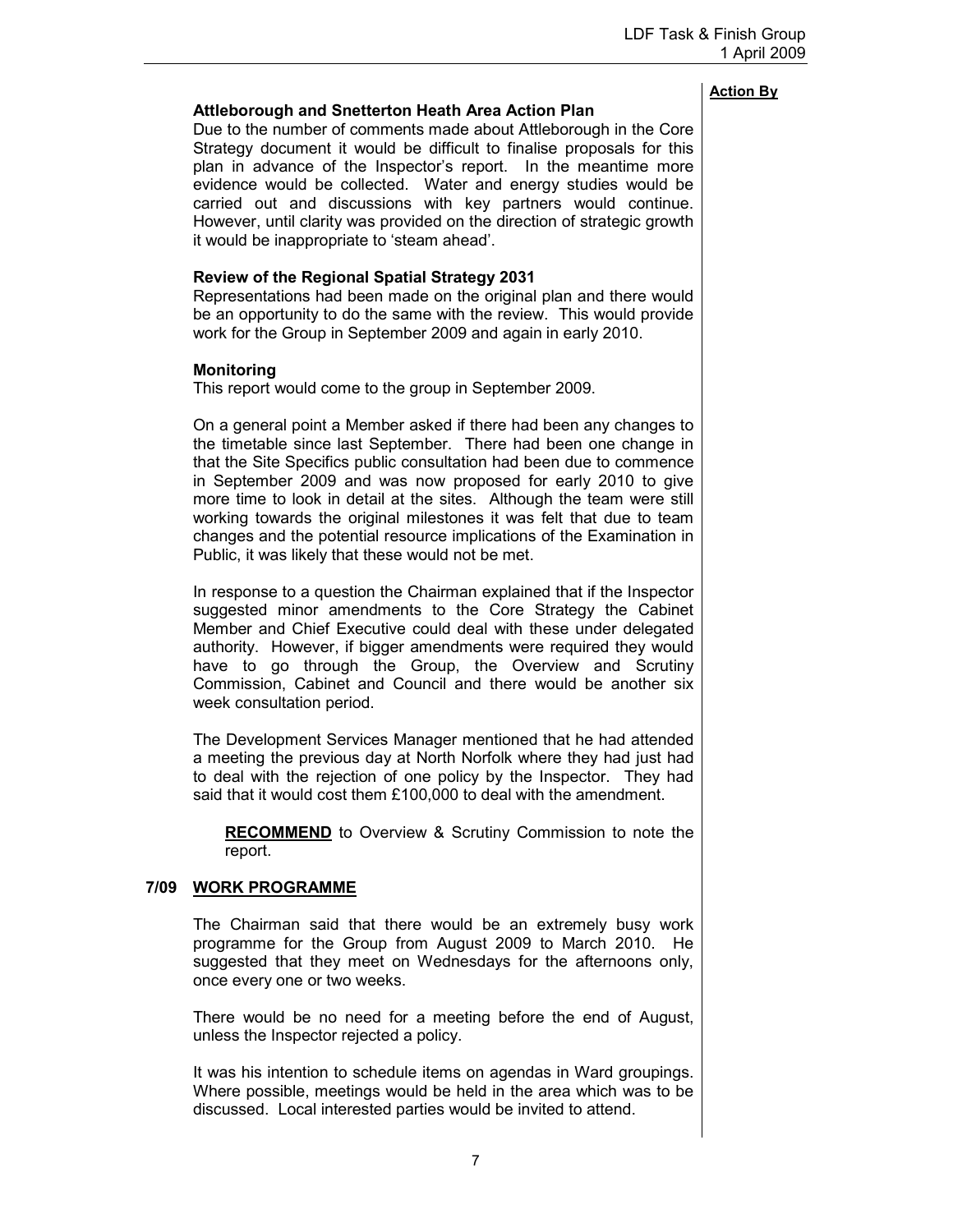**Action By**

**Attleborough and Snetterton Heath Area Action Plan**

Due to the number of comments made about Attleborough in the Core Strategy document it would be difficult to finalise proposals for this plan in advance of the Inspector's report. In the meantime more evidence would be collected. Water and energy studies would be carried out and discussions with key partners would continue. However, until clarity was provided on the direction of strategic growth it would be inappropriate to 'steam ahead'.

**Review of the Regional Spatial Strategy 2031**

Representations had been made on the original plan and there would be an opportunity to do the same with the review. This would provide work for the Group in September 2009 and again in early 2010.

**Monitoring**

This report would come to the group in September 2009.

On a general point a Member asked if there had been any changes to the timetable since last September. There had been one change in that the Site Specifics public consultation had been due to commence in September 2009 and was now proposed for early 2010 to give more time to look in detail at the sites. Although the team were still working towards the original milestones it was felt that due to team changes and the potential resource implications of the Examination in Public, it was likely that these would not be met.

In response to a question the Chairman explained that if the Inspector suggested minor amendments to the Core Strategy the Cabinet Member and Chief Executive could deal with these under delegated authority. However, if bigger amendments were required they would have to go through the Group, the Overview and Scrutiny Commission, Cabinet and Council and there would be another six week consultation period.

The Development Services Manager mentioned that he had attended a meeting the previous day at North Norfolk where they had just had to deal with the rejection of one policy by the Inspector. They had said that it would cost them £100,000 to deal with the amendment.

> **RECOMMEND** to Overview & Scrutiny Commission to note the report.

## 7/09 WORK PROGRAMME

The Chairman said that there would be an extremely busy work programme for the Group from August 2009 to March 2010. He suggested that they meet on Wednesdays for the afternoons only, once every one or two weeks.

There would be no need for a meeting before the end of August, unless the Inspector rejected a policy.

It was his intention to schedule items on agendas in Ward groupings. Where possible, meetings would be held in the area which was to be discussed. Local interested parties would be invited to attend.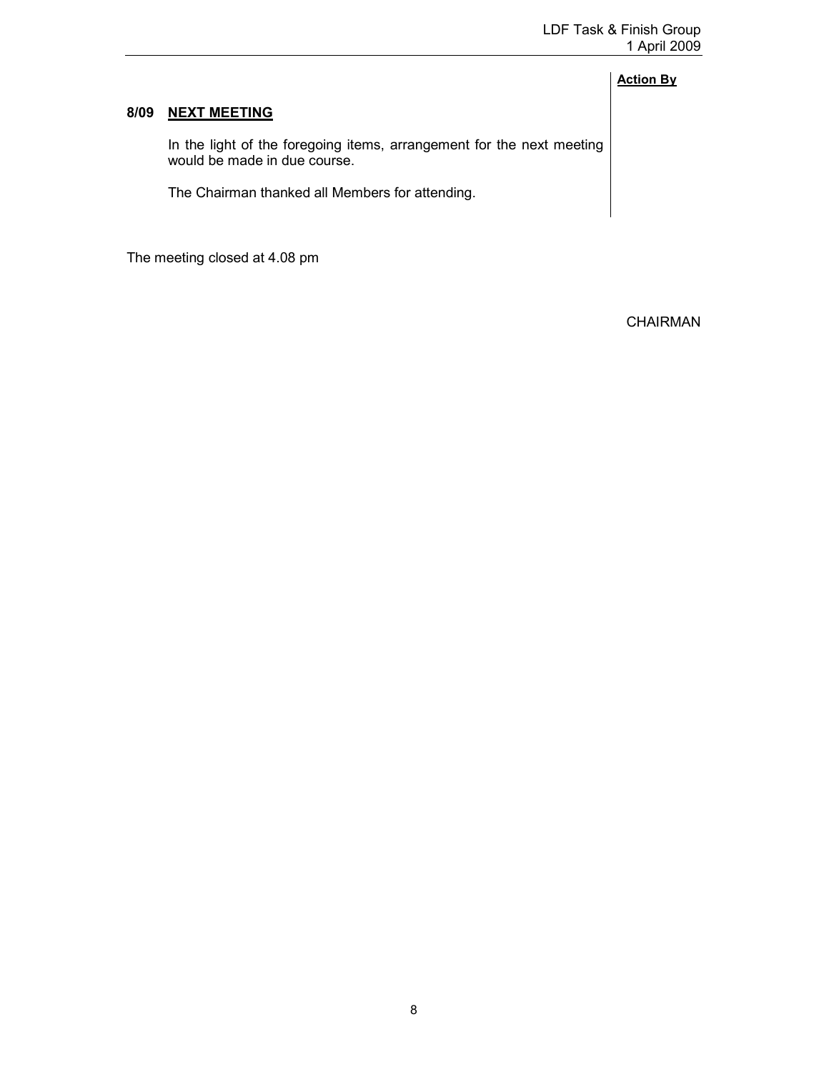**Action By**

### 8/09 NEXT MEETING

In the light of the foregoing items, arrangement for the next meeting would be made in due course.

The Chairman thanked all Members for attending.

The meeting closed at 4.08 pm

CHAIRMAN